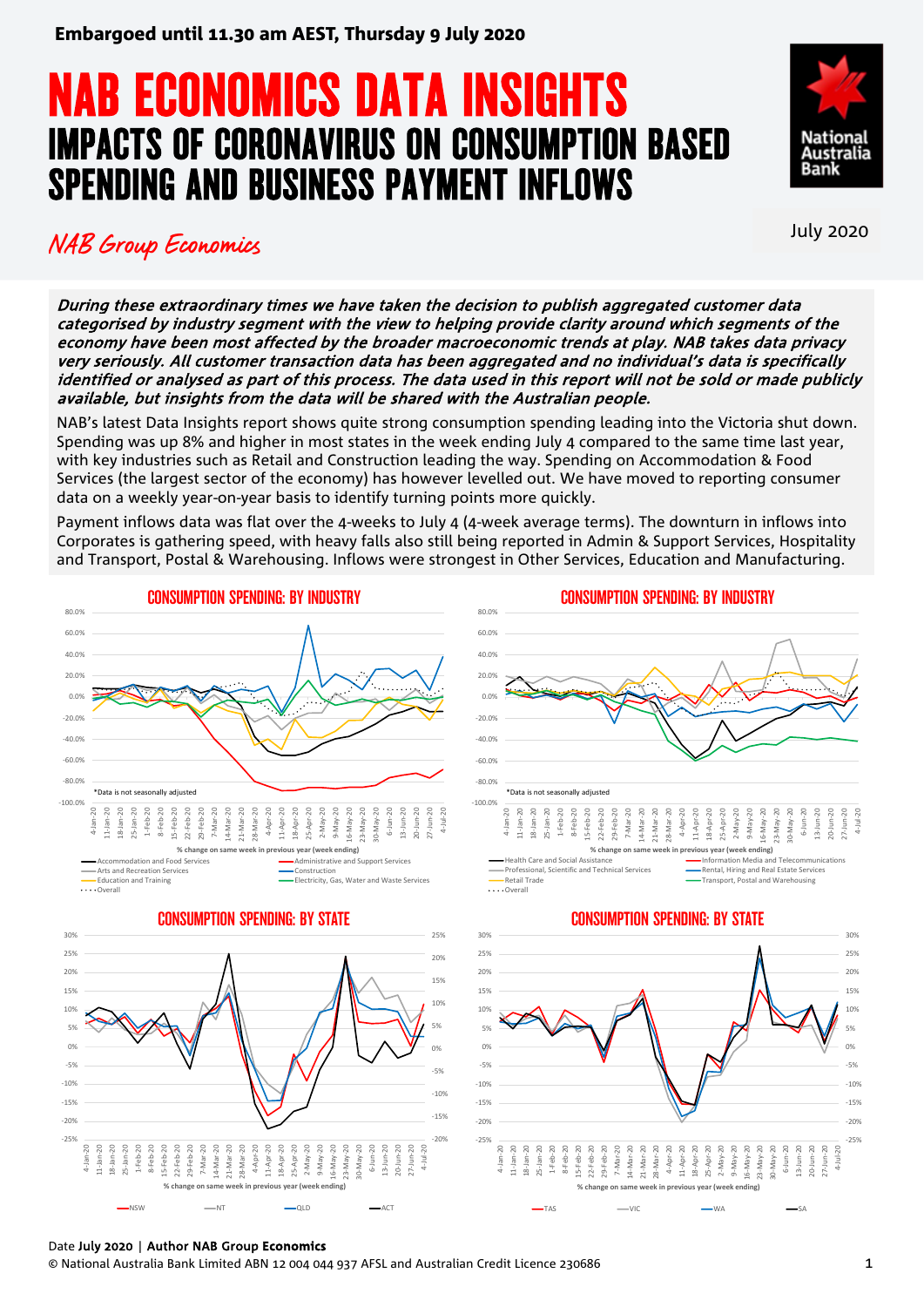**Embargoed until 11.30 am AEST, Thursday 9 July 2020**

# NAB ECONOMICS DATA INSIGHTS
## IMPACTS OF CORONAVIRUS ON CONSUMPTION BASED SPENDING AND BUSINESS PAYMENT INFLOWS

*NAB Group Economics*

July 2020

***During these extraordinary times we have taken the decision to publish aggregated customer data categorised by industry segment with the view to helping provide clarity around which segments of the economy have been most affected by the broader macroeconomic trends at play. NAB takes data privacy very seriously. All customer transaction data has been aggregated and no individual's data is specifically identified or analysed as part of this process. The data used in this report will not be sold or made publicly available, but insights from the data will be shared with the Australian people.***

NAB's latest Data Insights report shows quite strong consumption spending leading into the Victoria shut down. Spending was up 8% and higher in most states in the week ending July 4 compared to the same time last year, with key industries such as Retail and Construction leading the way. Spending on Accommodation & Food Services (the largest sector of the economy) has however levelled out. We have moved to reporting consumer data on a weekly year-on-year basis to identify turning points more quickly.

Payment inflows data was flat over the 4-weeks to July 4 (4-week average terms). The downturn in inflows into Corporates is gathering speed, with heavy falls also still being reported in Admin & Support Services, Hospitality and Transport, Postal & Warehousing. Inflows were strongest in Other Services, Education and Manufacturing.

**CONSUMPTION SPENDING: BY INDUSTRY**

*Data is not seasonally adjusted

% change on same week in previous year (week ending)

Legend: Accommodation and Food Services; Administrative and Support Services; Arts and Recreation Services; Construction; Education and Training; Electricity, Gas, Water and Waste Services; Overall

**CONSUMPTION SPENDING: BY INDUSTRY**

*Data is not seasonally adjusted

% change on same week in previous year (week ending)

Legend: Health Care and Social Assistance; Information Media and Telecommunications; Professional, Scientific and Technical Services; Rental, Hiring and Real Estate Services; Retail Trade; Transport, Postal and Warehousing; Overall

**CONSUMPTION SPENDING: BY STATE**

% change on same week in previous year (week ending)

Legend: NSW; NT; QLD; ACT

**CONSUMPTION SPENDING: BY STATE**

% change on same week in previous year (week ending)

Legend: TAS; VIC; WA; SA

Date **July 2020** | **Author NAB Group Economics**

© National Australia Bank Limited ABN 12 004 044 937 AFSL and Australian Credit Licence 230686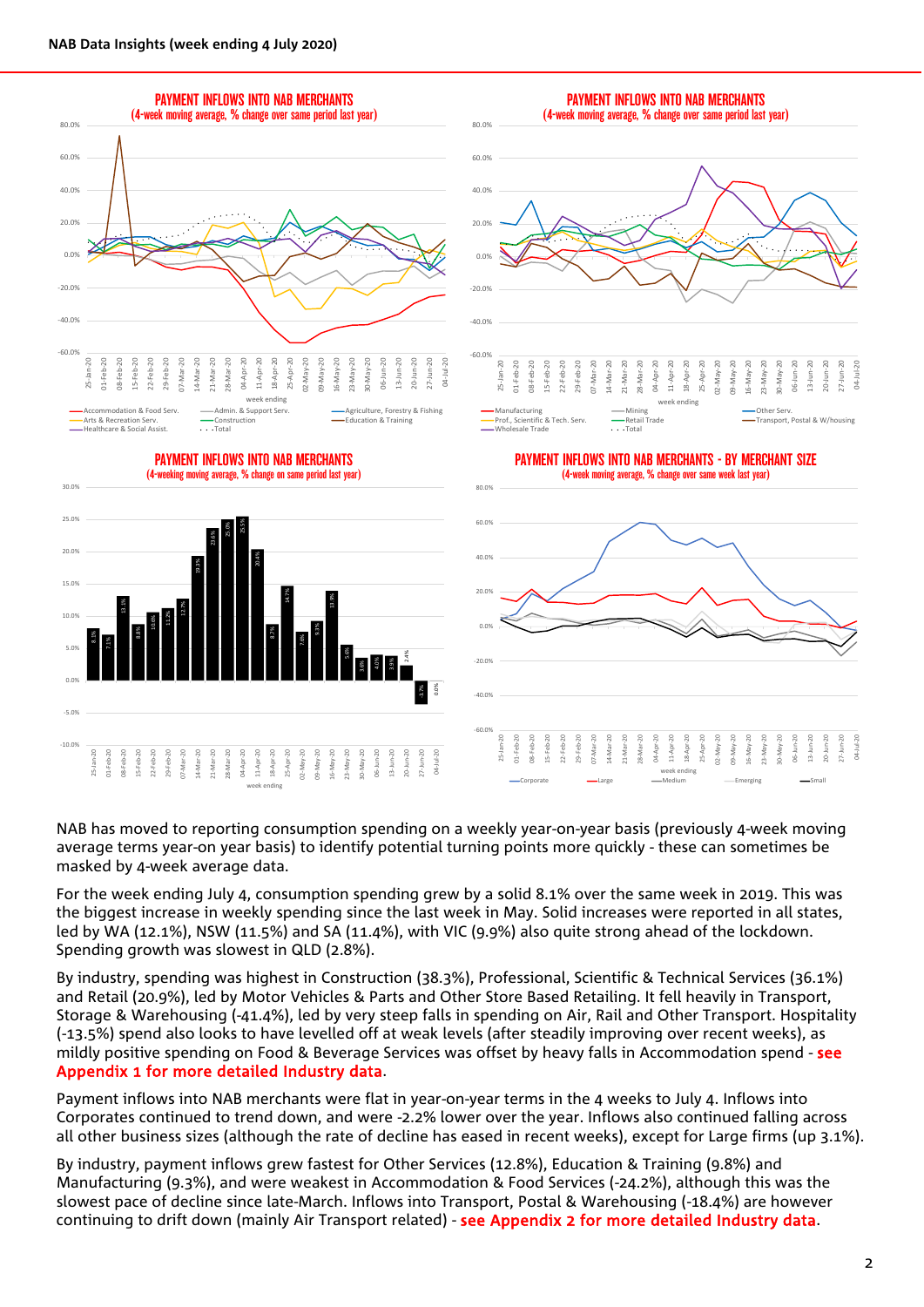PAYMENT INFLOWS INTO NAB MERCHANTS
(4-week moving average, % change over same period last year)

Accommodation & Food Serv. / Admin. & Support Serv. / Agriculture, Forestry & Fishing / Arts & Recreation Serv. / Construction / Education & Training / Healthcare & Social Assist. / Total

PAYMENT INFLOWS INTO NAB MERCHANTS
(4-week moving average, % change over same period last year)

Manufacturing / Mining / Other Serv. / Prof., Scientific & Tech. Serv. / Retail Trade / Transport, Postal & W/housing / Wholesale Trade / Total

PAYMENT INFLOWS INTO NAB MERCHANTS
(4-weeking moving average, % change on same period last year)

PAYMENT INFLOWS INTO NAB MERCHANTS - BY MERCHANT SIZE
(4-week moving average, % change over same week last year)

Corporate / Large / Medium / Emerging / Small

NAB has moved to reporting consumption spending on a weekly year-on-year basis (previously 4-week moving average terms year-on year basis) to identify potential turning points more quickly - these can sometimes be masked by 4-week average data.

For the week ending July 4, consumption spending grew by a solid 8.1% over the same week in 2019. This was the biggest increase in weekly spending since the last week in May. Solid increases were reported in all states, led by WA (12.1%), NSW (11.5%) and SA (11.4%), with VIC (9.9%) also quite strong ahead of the lockdown. Spending growth was slowest in QLD (2.8%).

By industry, spending was highest in Construction (38.3%), Professional, Scientific & Technical Services (36.1%) and Retail (20.9%), led by Motor Vehicles & Parts and Other Store Based Retailing. It fell heavily in Transport, Storage & Warehousing (-41.4%), led by very steep falls in spending on Air, Rail and Other Transport. Hospitality (-13.5%) spend also looks to have levelled off at weak levels (after steadily improving over recent weeks), as mildly positive spending on Food & Beverage Services was offset by heavy falls in Accommodation spend - **see Appendix 1 for more detailed Industry data**.

Payment inflows into NAB merchants were flat in year-on-year terms in the 4 weeks to July 4. Inflows into Corporates continued to trend down, and were -2.2% lower over the year. Inflows also continued falling across all other business sizes (although the rate of decline has eased in recent weeks), except for Large firms (up 3.1%).

By industry, payment inflows grew fastest for Other Services (12.8%), Education & Training (9.8%) and Manufacturing (9.3%), and were weakest in Accommodation & Food Services (-24.2%), although this was the slowest pace of decline since late-March. Inflows into Transport, Postal & Warehousing (-18.4%) are however continuing to drift down (mainly Air Transport related) - **see Appendix 2 for more detailed Industry data**.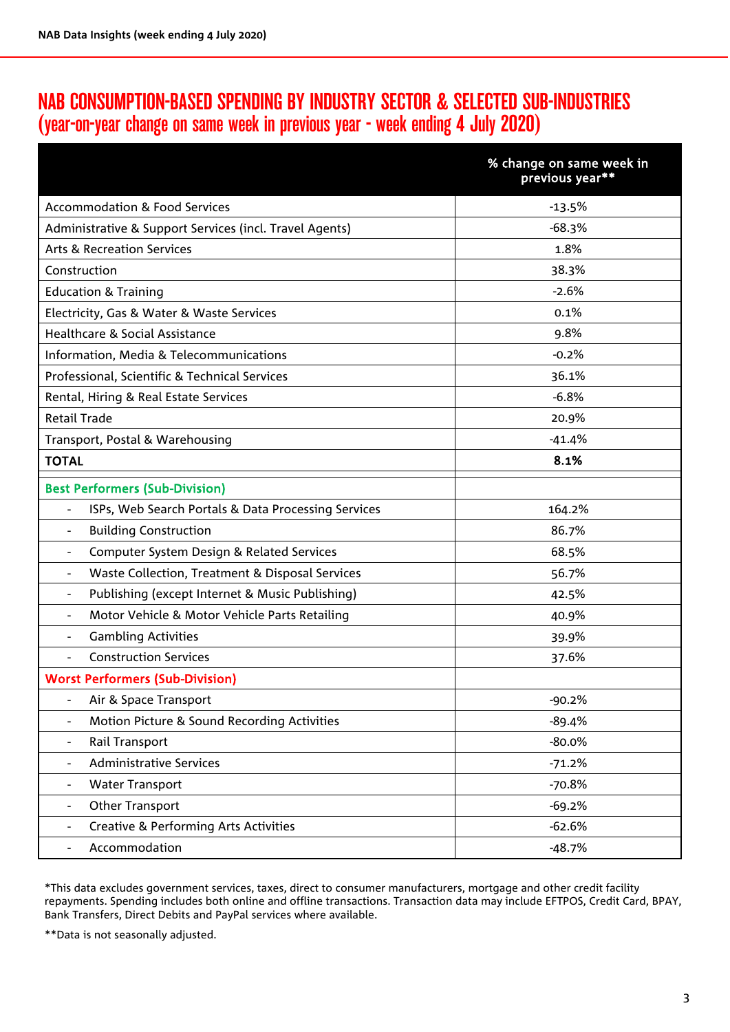## NAB CONSUMPTION-BASED SPENDING BY INDUSTRY SECTOR & SELECTED SUB-INDUSTRIES (year-on-year change on same week in previous year - week ending 4 July 2020)

| | % change on same week in previous year** |
|---|---|
| Accommodation & Food Services | -13.5% |
| Administrative & Support Services (incl. Travel Agents) | -68.3% |
| Arts & Recreation Services | 1.8% |
| Construction | 38.3% |
| Education & Training | -2.6% |
| Electricity, Gas & Water & Waste Services | 0.1% |
| Healthcare & Social Assistance | 9.8% |
| Information, Media & Telecommunications | -0.2% |
| Professional, Scientific & Technical Services | 36.1% |
| Rental, Hiring & Real Estate Services | -6.8% |
| Retail Trade | 20.9% |
| Transport, Postal & Warehousing | -41.4% |
| **TOTAL** | **8.1%** |
| **Best Performers (Sub-Division)** | |
| - ISPs, Web Search Portals & Data Processing Services | 164.2% |
| - Building Construction | 86.7% |
| - Computer System Design & Related Services | 68.5% |
| - Waste Collection, Treatment & Disposal Services | 56.7% |
| - Publishing (except Internet & Music Publishing) | 42.5% |
| - Motor Vehicle & Motor Vehicle Parts Retailing | 40.9% |
| - Gambling Activities | 39.9% |
| - Construction Services | 37.6% |
| **Worst Performers (Sub-Division)** | |
| - Air & Space Transport | -90.2% |
| - Motion Picture & Sound Recording Activities | -89.4% |
| - Rail Transport | -80.0% |
| - Administrative Services | -71.2% |
| - Water Transport | -70.8% |
| - Other Transport | -69.2% |
| - Creative & Performing Arts Activities | -62.6% |
| - Accommodation | -48.7% |

*This data excludes government services, taxes, direct to consumer manufacturers, mortgage and other credit facility repayments. Spending includes both online and offline transactions. Transaction data may include EFTPOS, Credit Card, BPAY, Bank Transfers, Direct Debits and PayPal services where available.

**Data is not seasonally adjusted.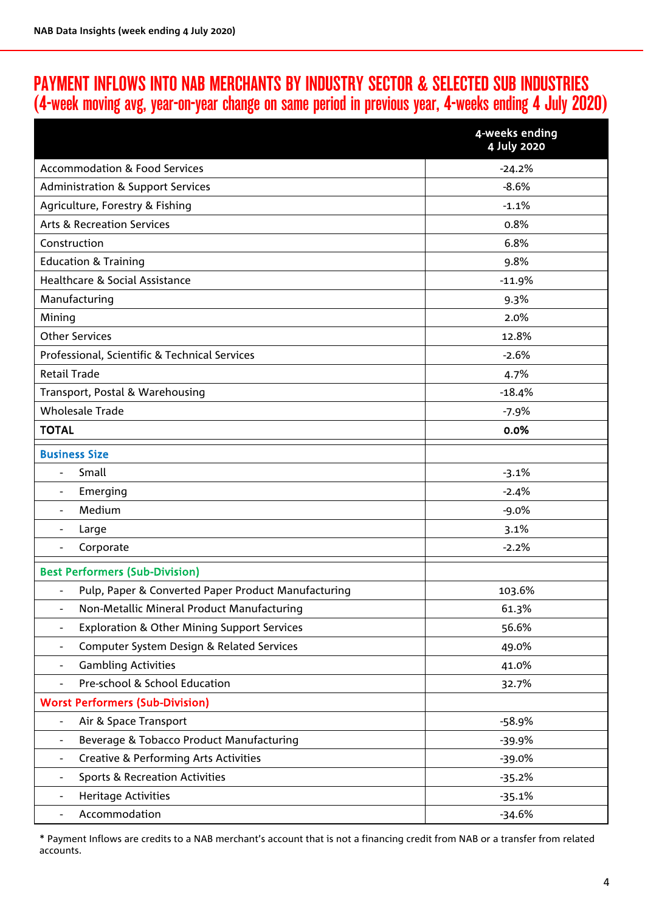# PAYMENT INFLOWS INTO NAB MERCHANTS BY INDUSTRY SECTOR & SELECTED SUB INDUSTRIES
## (4-week moving avg, year-on-year change on same period in previous year, 4-weeks ending 4 July 2020)

| | 4-weeks ending 4 July 2020 |
|---|---|
| Accommodation & Food Services | -24.2% |
| Administration & Support Services | -8.6% |
| Agriculture, Forestry & Fishing | -1.1% |
| Arts & Recreation Services | 0.8% |
| Construction | 6.8% |
| Education & Training | 9.8% |
| Healthcare & Social Assistance | -11.9% |
| Manufacturing | 9.3% |
| Mining | 2.0% |
| Other Services | 12.8% |
| Professional, Scientific & Technical Services | -2.6% |
| Retail Trade | 4.7% |
| Transport, Postal & Warehousing | -18.4% |
| Wholesale Trade | -7.9% |
| **TOTAL** | **0.0%** |
| **Business Size** | |
| - Small | -3.1% |
| - Emerging | -2.4% |
| - Medium | -9.0% |
| - Large | 3.1% |
| - Corporate | -2.2% |
| **Best Performers (Sub-Division)** | |
| - Pulp, Paper & Converted Paper Product Manufacturing | 103.6% |
| - Non-Metallic Mineral Product Manufacturing | 61.3% |
| - Exploration & Other Mining Support Services | 56.6% |
| - Computer System Design & Related Services | 49.0% |
| - Gambling Activities | 41.0% |
| - Pre-school & School Education | 32.7% |
| **Worst Performers (Sub-Division)** | |
| - Air & Space Transport | -58.9% |
| - Beverage & Tobacco Product Manufacturing | -39.9% |
| - Creative & Performing Arts Activities | -39.0% |
| - Sports & Recreation Activities | -35.2% |
| - Heritage Activities | -35.1% |
| - Accommodation | -34.6% |

* Payment Inflows are credits to a NAB merchant's account that is not a financing credit from NAB or a transfer from related accounts.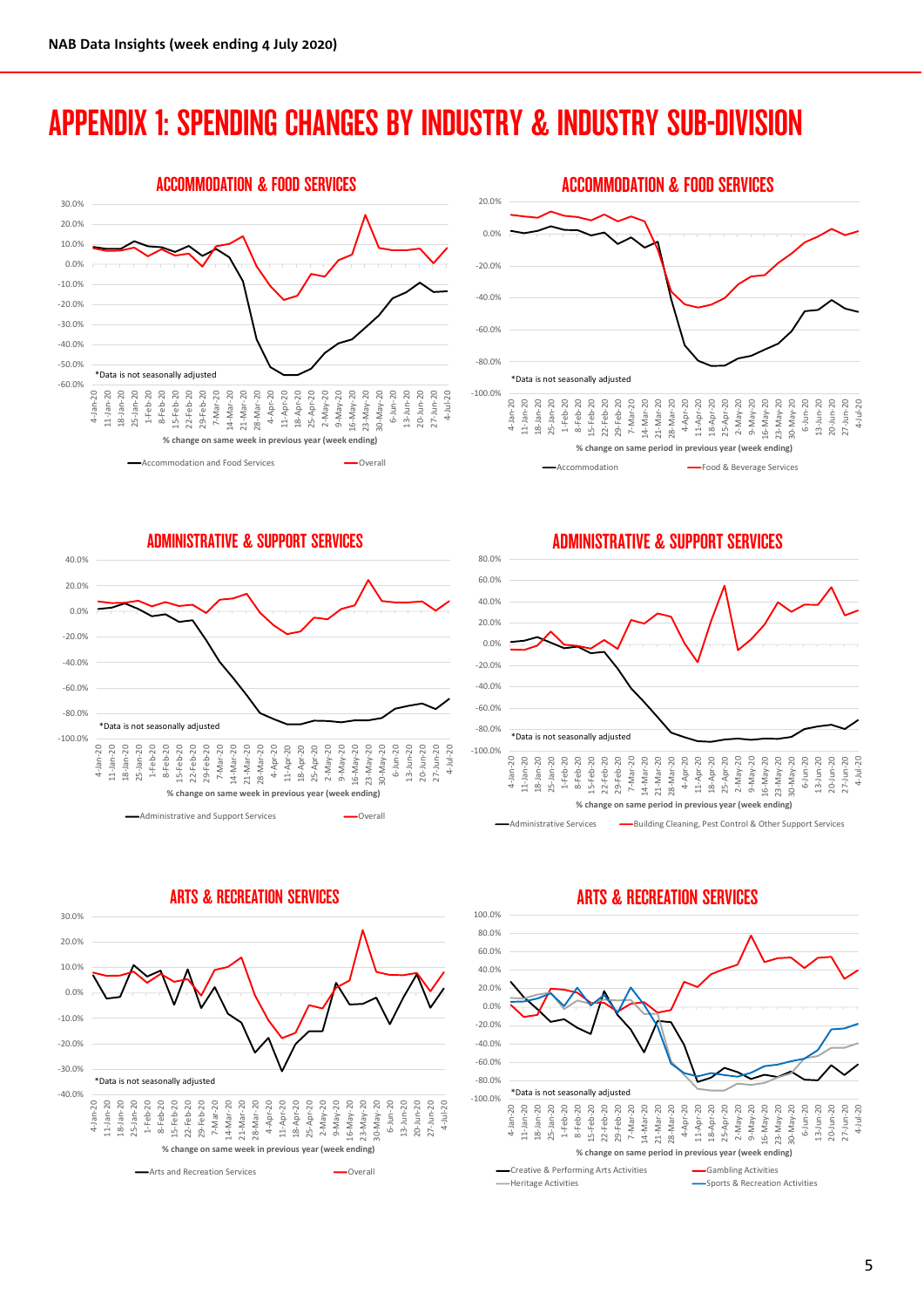# APPENDIX 1: SPENDING CHANGES BY INDUSTRY & INDUSTRY SUB-DIVISION

## ACCOMMODATION & FOOD SERVICES

*Data is not seasonally adjusted

% change on same week in previous year (week ending)

Accommodation and Food Services — Overall

## ACCOMMODATION & FOOD SERVICES

*Data is not seasonally adjusted

% change on same period in previous year (week ending)

Accommodation — Food & Beverage Services

## ADMINISTRATIVE & SUPPORT SERVICES

*Data is not seasonally adjusted

% change on same week in previous year (week ending)

Administrative and Support Services — Overall

## ADMINISTRATIVE & SUPPORT SERVICES

*Data is not seasonally adjusted

% change on same period in previous year (week ending)

Administrative Services — Building Cleaning, Pest Control & Other Support Services

## ARTS & RECREATION SERVICES

*Data is not seasonally adjusted

% change on same week in previous year (week ending)

Arts and Recreation Services — Overall

## ARTS & RECREATION SERVICES

*Data is not seasonally adjusted

% change on same period in previous year (week ending)

Creative & Performing Arts Activities — Gambling Activities — Heritage Activities — Sports & Recreation Activities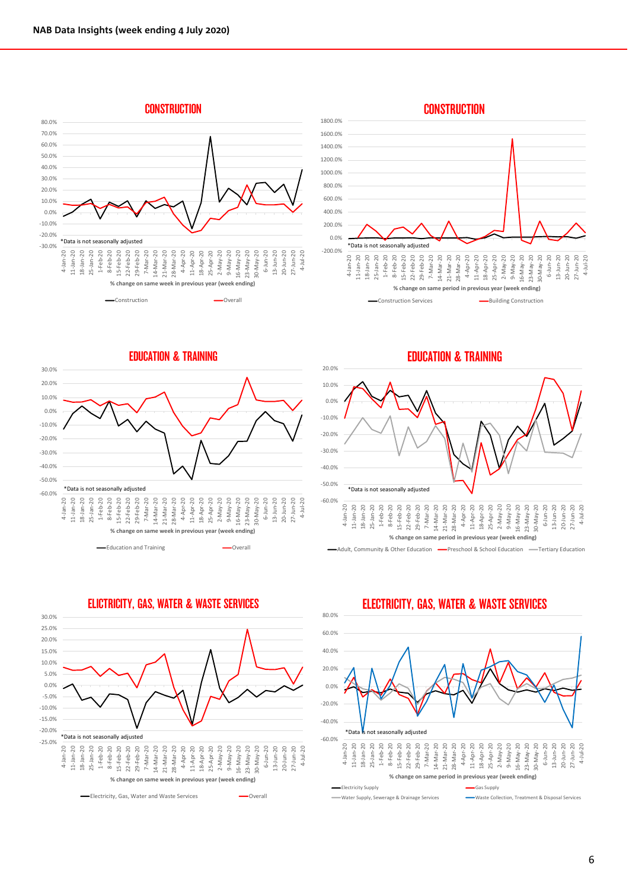## CONSTRUCTION

*Data is not seasonally adjusted

% change on same week in previous year (week ending)

Construction — Overall

## CONSTRUCTION

*Data is not seasonally adjusted

% change on same period in previous year (week ending)

Construction Services — Building Construction

## EDUCATION & TRAINING

*Data is not seasonally adjusted

% change on same week in previous year (week ending)

Education and Training — Overall

## EDUCATION & TRAINING

*Data is not seasonally adjusted

% change on same period in previous year (week ending)

Adult, Community & Other Education — Preschool & School Education — Tertiary Education

## ELICTRICITY, GAS, WATER & WASTE SERVICES

*Data is not seasonally adjusted

% change on same week in previous year (week ending)

Electricity, Gas, Water and Waste Services — Overall

## ELECTRICITY, GAS, WATER & WASTE SERVICES

*Data is not seasonally adjusted

% change on same period in previous year (week ending)

Electricity Supply — Gas Supply — Water Supply, Sewerage & Drainage Services — Waste Collection, Treatment & Disposal Services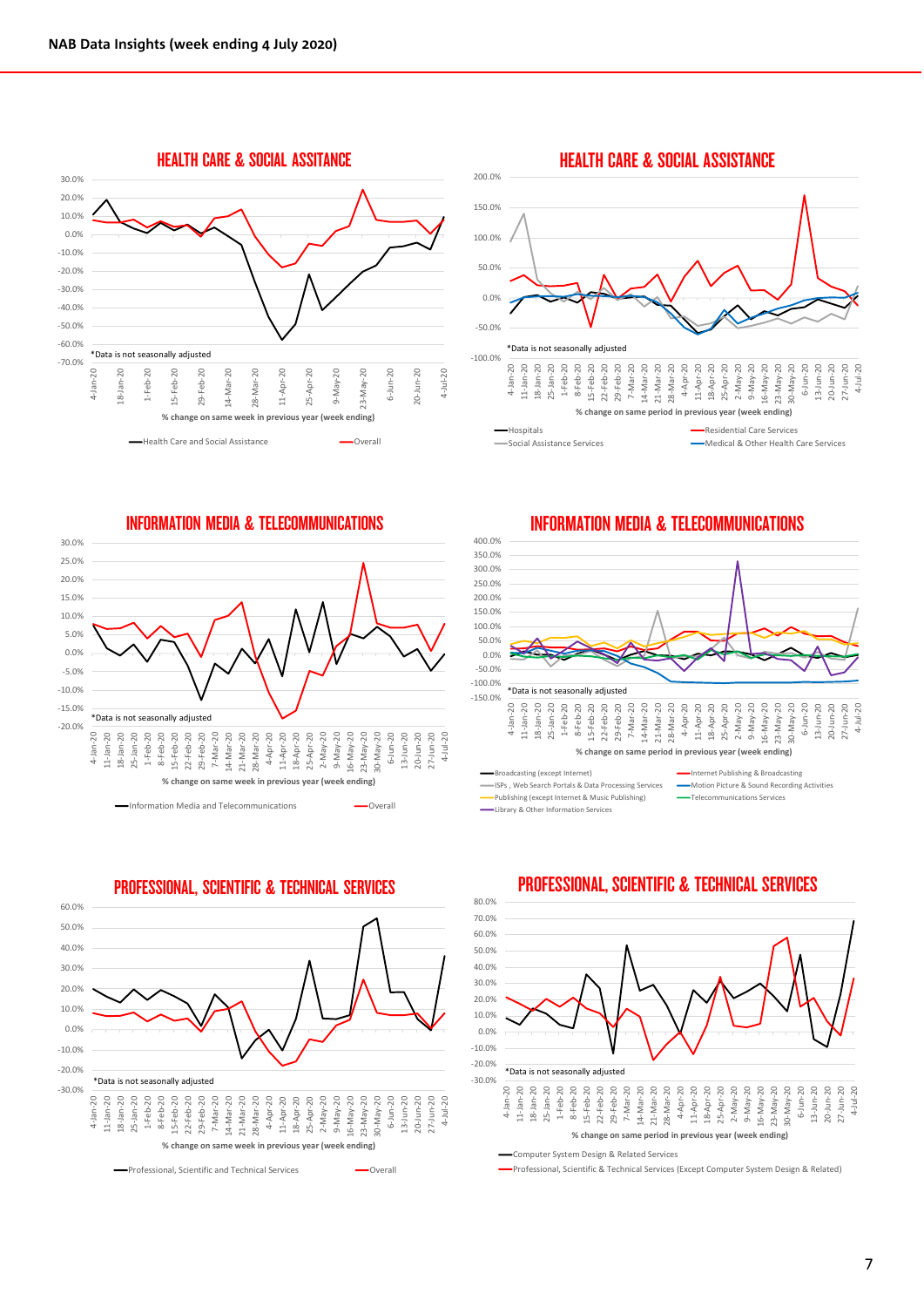# NAB Data Insights (week ending 4 July 2020)

## HEALTH CARE & SOCIAL ASSITANCE

*Data is not seasonally adjusted

% change on same week in previous year (week ending)

Health Care and Social Assistance — Overall

## HEALTH CARE & SOCIAL ASSISTANCE

*Data is not seasonally adjusted

% change on same period in previous year (week ending)

Hospitals — Residential Care Services — Social Assistance Services — Medical & Other Health Care Services

## INFORMATION MEDIA & TELECOMMUNICATIONS

*Data is not seasonally adjusted

% change on same week in previous year (week ending)

Information Media and Telecommunications — Overall

## INFORMATION MEDIA & TELECOMMUNICATIONS

*Data is not seasonally adjusted

% change on same period in previous year (week ending)

Broadcasting (except Internet) — Internet Publishing & Broadcasting — ISPs , Web Search Portals & Data Processing Services — Motion Picture & Sound Recording Activities — Publishing (except Internet & Music Publishing) — Telecommunications Services — Library & Other Information Services

## PROFESSIONAL, SCIENTIFIC & TECHNICAL SERVICES

*Data is not seasonally adjusted

% change on same week in previous year (week ending)

Professional, Scientific and Technical Services — Overall

## PROFESSIONAL, SCIENTIFIC & TECHNICAL SERVICES

*Data is not seasonally adjusted

% change on same period in previous year (week ending)

Computer System Design & Related Services — Professional, Scientific & Technical Services (Except Computer System Design & Related)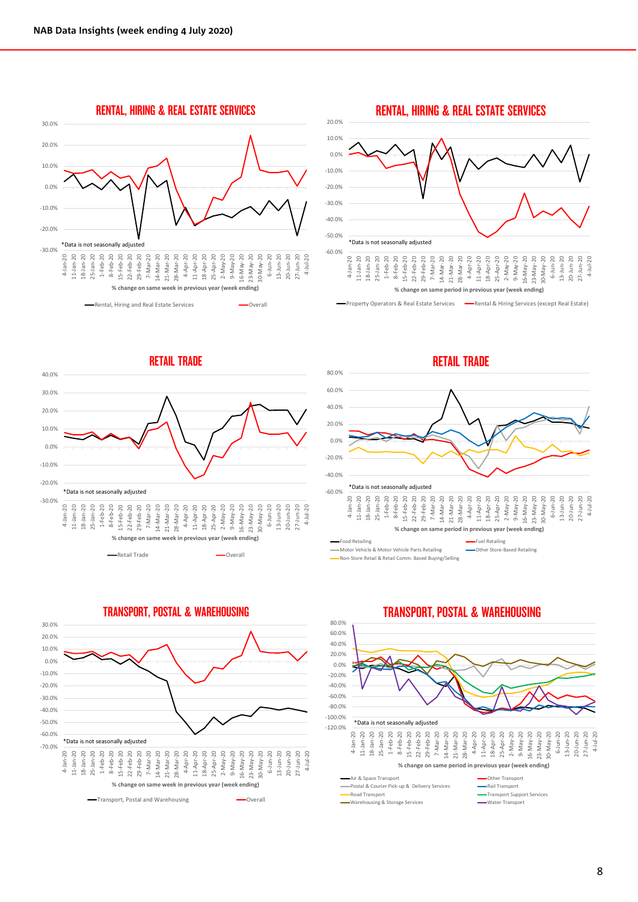## RENTAL, HIRING & REAL ESTATE SERVICES

*Data is not seasonally adjusted

% change on same week in previous year (week ending)

Rental, Hiring and Real Estate Services — Overall

## RENTAL, HIRING & REAL ESTATE SERVICES

*Data is not seasonally adjusted

% change on same period in previous year (week ending)

Property Operators & Real Estate Services — Rental & Hiring Services (except Real Estate)

## RETAIL TRADE

*Data is not seasonally adjusted

% change on same week in previous year (week ending)

Retail Trade — Overall

## RETAIL TRADE

*Data is not seasonally adjusted

% change on same period in previous year (week ending)

Food Retailing — Fuel Retailing — Motor Vehicle & Motor Vehicle Parts Retailing — Other Store-Based Retailing — Non-Store Retail & Retail Comm. Based Buying/Selling

## TRANSPORT, POSTAL & WAREHOUSING

*Data is not seasonally adjusted

% change on same week in previous year (week ending)

Transport, Postal and Warehousing — Overall

## TRANSPORT, POSTAL & WAREHOUSING

*Data is not seasonally adjusted

% change on same period in previous year (week ending)

Air & Space Transport — Other Transport — Postal & Courier Pick-up & Delivery Services — Rail Transport — Road Transport — Transport Support Services — Warehousing & Storage Services — Water Transport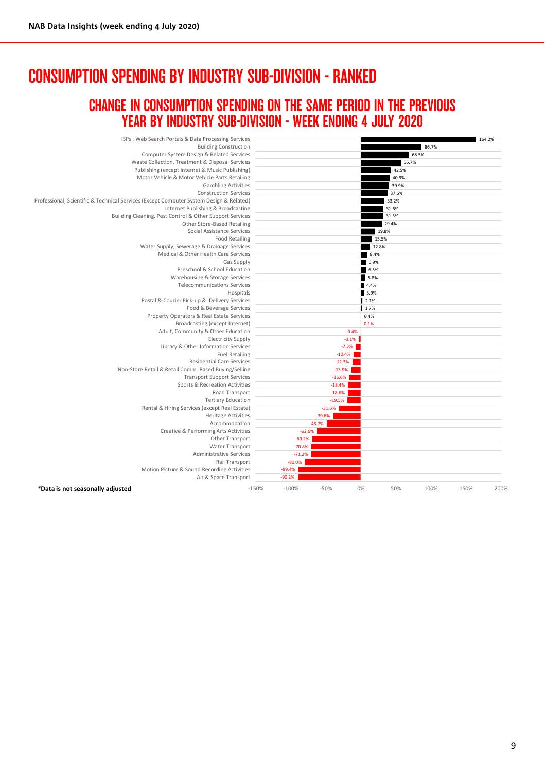# CONSUMPTION SPENDING BY INDUSTRY SUB-DIVISION - RANKED

## CHANGE IN CONSUMPTION SPENDING ON THE SAME PERIOD IN THE PREVIOUS YEAR BY INDUSTRY SUB-DIVISION - WEEK ENDING 4 JULY 2020

| Industry Sub-Division | Change |
| --- | --- |
| ISPs , Web Search Portals & Data Processing Services | 164.2% |
| Building Construction | 86.7% |
| Computer System Design & Related Services | 68.5% |
| Waste Collection, Treatment & Disposal Services | 56.7% |
| Publishing (except Internet & Music Publishing) | 42.5% |
| Motor Vehicle & Motor Vehicle Parts Retailing | 40.9% |
| Gambling Activities | 39.9% |
| Construction Services | 37.6% |
| Professional, Scientific & Technical Services (Except Computer System Design & Related) | 33.2% |
| Internet Publishing & Broadcasting | 31.6% |
| Building Cleaning, Pest Control & Other Support Services | 31.5% |
| Other Store-Based Retailing | 29.4% |
| Social Assistance Services | 19.8% |
| Food Retailing | 15.5% |
| Water Supply, Sewerage & Drainage Services | 12.8% |
| Medical & Other Health Care Services | 8.4% |
| Gas Supply | 6.9% |
| Preschool & School Education | 6.5% |
| Warehousing & Storage Services | 5.8% |
| Telecommunications Services | 4.4% |
| Hospitals | 3.9% |
| Postal & Courier Pick-up & Delivery Services | 2.1% |
| Food & Beverage Services | 1.7% |
| Property Operators & Real Estate Services | 0.4% |
| Broadcasting (except Internet) | 0.1% |
| Adult, Community & Other Education | -0.4% |
| Electricity Supply | -3.1% |
| Library & Other Information Services | -7.3% |
| Fuel Retailing | -10.4% |
| Residential Care Services | -12.3% |
| Non-Store Retail & Retail Comm. Based Buying/Selling | -13.9% |
| Transport Support Services | -16.6% |
| Sports & Recreation Activities | -18.4% |
| Road Transport | -18.6% |
| Tertiary Education | -19.5% |
| Rental & Hiring Services (except Real Estate) | -31.6% |
| Heritage Activities | -39.6% |
| Accommodation | -48.7% |
| Creative & Performing Arts Activities | -62.6% |
| Other Transport | -69.2% |
| Water Transport | -70.8% |
| Administrative Services | -71.2% |
| Rail Transport | -80.0% |
| Motion Picture & Sound Recording Activities | -89.4% |
| Air & Space Transport | -90.2% |

**\*Data is not seasonally adjusted**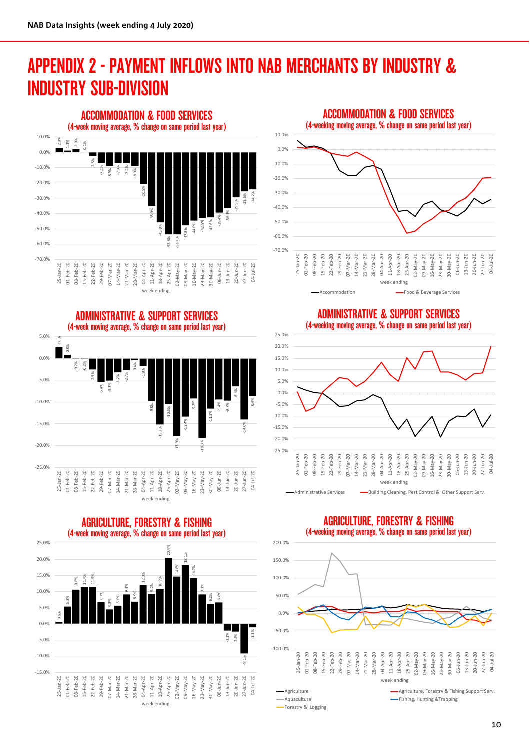# APPENDIX 2 - PAYMENT INFLOWS INTO NAB MERCHANTS BY INDUSTRY & INDUSTRY SUB-DIVISION

## ACCOMMODATION & FOOD SERVICES
(4-week moving average, % change on same period last year)

| Week ending | % change |
|---|---|
| 25-Jan-20 | 2.9% |
| 01-Feb-20 | 1.1% |
| 08-Feb-20 | 2.0% |
| 15-Feb-20 | 0.1% |
| 22-Feb-20 | -2.5% |
| 29-Feb-20 | -7.1% |
| 07-Mar-20 | -8.9% |
| 14-Mar-20 | -7.0% |
| 21-Mar-20 | -7.1% |
| 28-Mar-20 | -8.9% |
| 04-Apr-20 | -20.5% |
| 11-Apr-20 | -35.0% |
| 18-Apr-20 | -45.8% |
| 25-Apr-20 | -53.6% |
| 02-May-20 | -53.7% |
| 09-May-20 | -47.8% |
| 16-May-20 | -44.6% |
| 23-May-20 | -42.8% |
| 30-May-20 | -42.6% |
| 06-Jun-20 | -39.4% |
| 13-Jun-20 | -36.1% |
| 20-Jun-20 | -29.5% |
| 27-Jun-20 | -25.5% |
| 04-Jul-20 | -24.2% |

## ACCOMMODATION & FOOD SERVICES
(4-weeking moving average, % change on same period last year)

Series: Accommodation; Food & Beverage Services

## ADMINISTRATIVE & SUPPORT SERVICES
(4-week moving average, % change on same period last year)

| Week ending | % change |
|---|---|
| 25-Jan-20 | 2.6% |
| 01-Feb-20 | 0.8% |
| 08-Feb-20 | -0.2% |
| 15-Feb-20 | -0.2% |
| 22-Feb-20 | -2.5% |
| 29-Feb-20 | -5.4% |
| 07-Mar-20 | -5.1% |
| 14-Mar-20 | -3.2% |
| 21-Mar-20 | -2.7% |
| 28-Mar-20 | -0.4% |
| 04-Apr-20 | -1.8% |
| 11-Apr-20 | -9.8% |
| 18-Apr-20 | -15.2% |
| 25-Apr-20 | -10.5% |
| 02-May-20 | -17.9% |
| 09-May-20 | -13.4% |
| 16-May-20 | -9.2% |
| 23-May-20 | -18.3% |
| 30-May-20 | -11.5% |
| 06-Jun-20 | -9.4% |
| 13-Jun-20 | -9.7% |
| 20-Jun-20 | -6.4% |
| 27-Jun-20 | -14.0% |
| 04-Jul-20 | -8.6% |

## ADMINISTRATIVE & SUPPORT SERVICES
(4-weeking moving average, % change on same period last year)

Series: Administrative Services; Building Cleaning, Pest Control & Other Support Serv.

## AGRICULTURE, FORESTRY & FISHING
(4-week moving average, % change on same period last year)

| Week ending | % change |
|---|---|
| 25-Jan-20 | 0.6% |
| 01-Feb-20 | 5.3% |
| 08-Feb-20 | 10.6% |
| 15-Feb-20 | 11.4% |
| 22-Feb-20 | 11.5% |
| 29-Feb-20 | 6.7% |
| 07-Mar-20 | 4.5% |
| 14-Mar-20 | 5.6% |
| 21-Mar-20 | 9.1% |
| 28-Mar-20 | 6.9% |
| 04-Apr-20 | 12.0% |
| 11-Apr-20 | 9.2% |
| 18-Apr-20 | 10.7% |
| 25-Apr-20 | 20.4% |
| 02-May-20 | 14.6% |
| 09-May-20 | 18.1% |
| 16-May-20 | 14.2% |
| 23-May-20 | 9.1% |
| 30-May-20 | 6.2% |
| 06-Jun-20 | 6.6% |
| 13-Jun-20 | -2.1% |
| 20-Jun-20 | -2.4% |
| 27-Jun-20 | -9.1% |
| 04-Jul-20 | -1.1% |

## AGRICULTURE, FORESTRY & FISHING
(4-weeking moving average, % change on same period last year)

Series: Agriculture; Agriculture, Forestry & Fishing Support Serv.; Aquaculture; Fishing, Hunting &Trapping; Forestry & Logging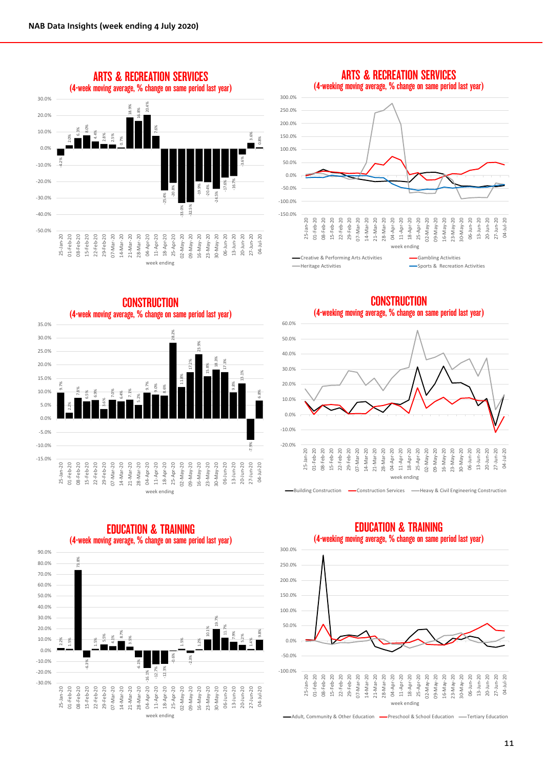## ARTS & RECREATION SERVICES
(4-week moving average, % change on same period last year)

| week ending | % change |
|---|---|
| 25-Jan-20 | -4.2% |
| 01-Feb-20 | 2.0% |
| 08-Feb-20 | 6.3% |
| 15-Feb-20 | 8.0% |
| 22-Feb-20 | 4.4% |
| 29-Feb-20 | 2.8% |
| 07-Mar-20 | 2.5% |
| 14-Mar-20 | 0.7% |
| 21-Mar-20 | 18.9% |
| 28-Mar-20 | 16.8% |
| 04-Apr-20 | 20.4% |
| 11-Apr-20 | 7.6% |
| 18-Apr-20 | -25.4% |
| 25-Apr-20 | -20.8% |
| 02-May-20 | -33.0% |
| 09-May-20 | -32.5% |
| 16-May-20 | -19.9% |
| 23-May-20 | -20.4% |
| 30-May-20 | -24.5% |
| 06-Jun-20 | -17.6% |
| 13-Jun-20 | -16.7% |
| 20-Jun-20 | -3.6% |
| 27-Jun-20 | 3.6% |
| 04-Jul-20 | 0.8% |

## ARTS & RECREATION SERVICES
(4-weeking moving average, % change on same period last year)

Series: Creative & Performing Arts Activities; Gambling Activities; Heritage Activities; Sports & Recreation Activities

## CONSTRUCTION
(4-week moving average, % change on same period last year)

| week ending | % change |
|---|---|
| 25-Jan-20 | 9.7% |
| 01-Feb-20 | 2.2% |
| 08-Feb-20 | 7.8% |
| 15-Feb-20 | 6.5% |
| 22-Feb-20 | 6.9% |
| 29-Feb-20 | 3.6% |
| 07-Mar-20 | 7.0% |
| 14-Mar-20 | 6.4% |
| 21-Mar-20 | 7.1% |
| 28-Mar-20 | 5.2% |
| 04-Apr-20 | 9.7% |
| 11-Apr-20 | 9.0% |
| 18-Apr-20 | 8.6% |
| 25-Apr-20 | 28.2% |
| 02-May-20 | 11.8% |
| 09-May-20 | 17.2% |
| 16-May-20 | 23.9% |
| 23-May-20 | 15.8% |
| 30-May-20 | 18.3% |
| 06-Jun-20 | 17.3% |
| 13-Jun-20 | 9.8% |
| 20-Jun-20 | 13.1% |
| 27-Jun-20 | -7.9% |
| 04-Jul-20 | 6.8% |

## CONSTRUCTION
(4-weeking moving average, % change on same period last year)

Series: Building Construction; Construction Services; Heavy & Civil Engineering Construction

## EDUCATION & TRAINING
(4-week moving average, % change on same period last year)

| week ending | % change |
|---|---|
| 25-Jan-20 | 2.2% |
| 01-Feb-20 | 1.5% |
| 08-Feb-20 | 73.8% |
| 15-Feb-20 | -6.3% |
| 22-Feb-20 | 1.5% |
| 29-Feb-20 | 5.5% |
| 07-Mar-20 | 4.1% |
| 14-Mar-20 | 8.7% |
| 21-Mar-20 | 3.5% |
| 28-Mar-20 | -6.1% |
| 04-Apr-20 | -16.1% |
| 11-Apr-20 | -12.7% |
| 18-Apr-20 | -12.3% |
| 25-Apr-20 | -0.6% |
| 02-May-20 | 1.5% |
| 09-May-20 | -2.3% |
| 16-May-20 | 1.2% |
| 23-May-20 | 10.1% |
| 30-May-20 | 19.7% |
| 06-Jun-20 | 11.7% |
| 13-Jun-20 | 7.9% |
| 20-Jun-20 | 5.2% |
| 27-Jun-20 | 1.4% |
| 04-Jul-20 | 9.8% |

## EDUCATION & TRAINING
(4-weeking moving average, % change on same period last year)

Series: Adult, Community & Other Education; Preschool & School Education; Tertiary Education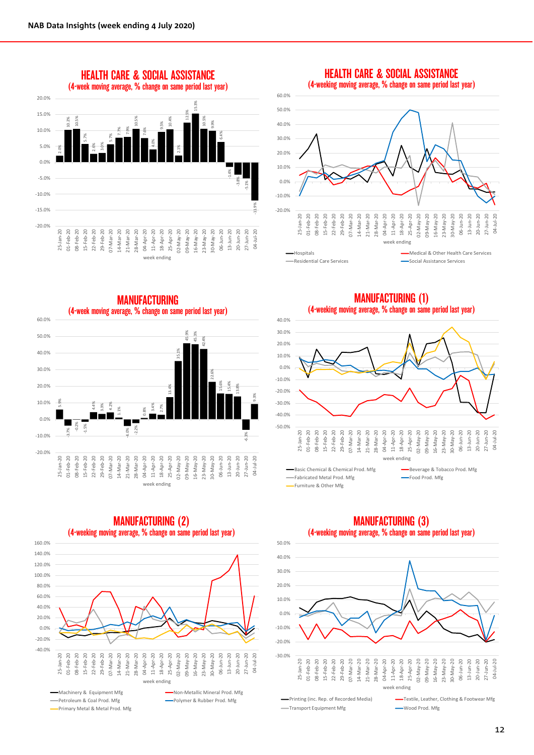## HEALTH CARE & SOCIAL ASSISTANCE
(4-week moving average, % change on same period last year)

| Week ending | % change |
|---|---|
| 25-Jan-20 | 2.0% |
| 01-Feb-20 | 10.2% |
| 08-Feb-20 | 10.5% |
| 15-Feb-20 | 5.7% |
| 22-Feb-20 | 2.6% |
| 29-Feb-20 | 3.0% |
| 07-Mar-20 | 5.7% |
| 14-Mar-20 | 7.7% |
| 21-Mar-20 | 7.9% |
| 28-Mar-20 | 10.5% |
| 04-Apr-20 | 7.6% |
| 11-Apr-20 | 4.0% |
| 18-Apr-20 | 9.5% |
| 25-Apr-20 | 10.4% |
| 02-May-20 | 2.1% |
| 09-May-20 | 12.5% |
| 16-May-20 | 15.3% |
| 23-May-20 | 10.5% |
| 30-May-20 | 9.9% |
| 06-Jun-20 | 6.4% |
| 13-Jun-20 | -1.4% |
| 20-Jun-20 | -3.8% |
| 27-Jun-20 | -5.1% |
| 04-Jul-20 | -11.9% |

## HEALTH CARE & SOCIAL ASSISTANCE
(4-weeking moving average, % change on same period last year)

Series: Hospitals; Medical & Other Health Care Services; Residential Care Services; Social Assistance Services

## MANUFACTURING
(4-week moving average, % change on same period last year)

| Week ending | % change |
|---|---|
| 25-Jan-20 | 5.9% |
| 01-Feb-20 | -3.7% |
| 08-Feb-20 | -0.2% |
| 15-Feb-20 | -1.5% |
| 22-Feb-20 | 4.4% |
| 29-Feb-20 | 3.3% |
| 07-Mar-20 | 4.2% |
| 14-Mar-20 | 1.1% |
| 21-Mar-20 | -4.0% |
| 28-Mar-20 | -2.2% |
| 04-Apr-20 | 0.8% |
| 11-Apr-20 | 3.4% |
| 18-Apr-20 | 2.7% |
| 25-Apr-20 | 13.4% |
| 02-May-20 | 35.1% |
| 09-May-20 | 45.9% |
| 16-May-20 | 45.3% |
| 23-May-20 | 42.4% |
| 30-May-20 | 22.8% |
| 06-Jun-20 | 15.6% |
| 13-Jun-20 | 15.4% |
| 20-Jun-20 | 13.8% |
| 27-Jun-20 | -6.3% |
| 04-Jul-20 | 9.3% |

## MANUFACTURING (1)
(4-weeking moving average, % change on same period last year)

Series: Basic Chemical & Chemical Prod. Mfg; Beverage & Tobacco Prod. Mfg; Fabricated Metal Prod. Mfg; Food Prod. Mfg; Furniture & Other Mfg

## MANUFACTURING (2)
(4-weeking moving average, % change on same period last year)

Series: Machinery & Equipment Mfg; Non-Metallic Mineral Prod. Mfg; Petroleum & Coal Prod. Mfg; Polymer & Rubber Prod. Mfg; Primary Metal & Metal Prod. Mfg

## MANUFACTURING (3)
(4-weeking moving average, % change on same period last year)

Series: Printing (inc. Rep. of Recorded Media); Textile, Leather, Clothing & Footwear Mfg; Transport Equipment Mfg; Wood Prod. Mfg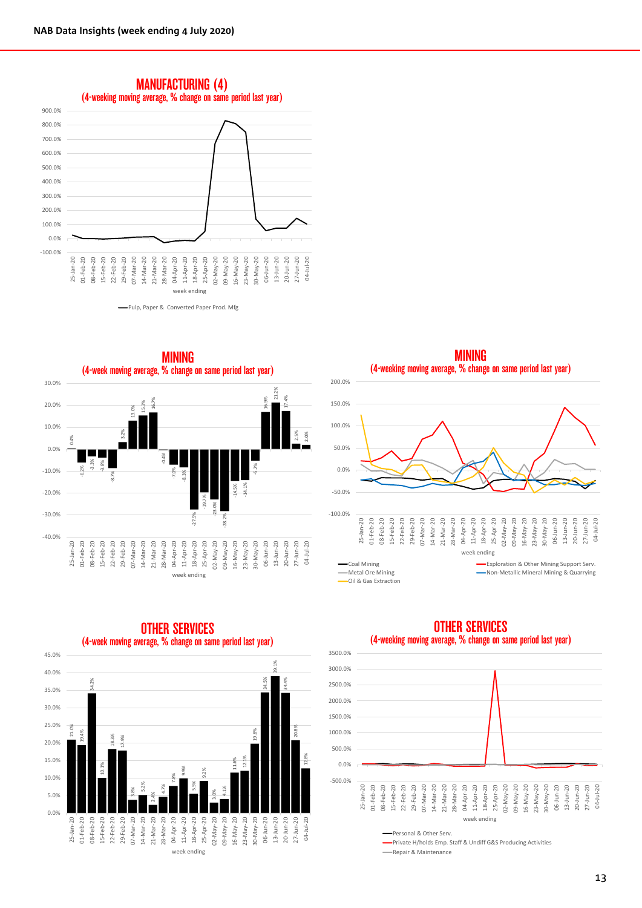**NAB Data Insights (week ending 4 July 2020)**

## MANUFACTURING (4)

(4-weeking moving average, % change on same period last year)

900.0% | 800.0% | 700.0% | 600.0% | 500.0% | 400.0% | 300.0% | 200.0% | 100.0% | 0.0% | -100.0%

25-Jan-20, 01-Feb-20, 08-Feb-20, 15-Feb-20, 22-Feb-20, 29-Feb-20, 07-Mar-20, 14-Mar-20, 21-Mar-20, 28-Mar-20, 04-Apr-20, 11-Apr-20, 18-Apr-20, 25-Apr-20, 02-May-20, 09-May-20, 16-May-20, 23-May-20, 30-May-20, 06-Jun-20, 13-Jun-20, 20-Jun-20, 27-Jun-20, 04-Jul-20

week ending

Pulp, Paper & Converted Paper Prod. Mfg

## MINING

(4-week moving average, % change on same period last year)

| week ending | % change |
|---|---|
| 25-Jan-20 | 0.4% |
| 01-Feb-20 | -6.2% |
| 08-Feb-20 | -3.3% |
| 15-Feb-20 | -3.8% |
| 22-Feb-20 | -8.7% |
| 29-Feb-20 | 3.2% |
| 07-Mar-20 | 13.0% |
| 14-Mar-20 | 15.3% |
| 21-Mar-20 | 16.7% |
| 28-Mar-20 | -0.4% |
| 04-Apr-20 | -7.0% |
| 11-Apr-20 | -8.3% |
| 18-Apr-20 | -27.5% |
| 25-Apr-20 | -19.7% |
| 02-May-20 | -23.0% |
| 09-May-20 | -28.2% |
| 16-May-20 | -14.5% |
| 23-May-20 | -14.1% |
| 30-May-20 | -5.2% |
| 06-Jun-20 | 16.9% |
| 13-Jun-20 | 21.2% |
| 20-Jun-20 | 17.4% |
| 27-Jun-20 | 2.5% |
| 04-Jul-20 | 2.0% |

## MINING

(4-weeking moving average, % change on same period last year)

200.0% | 150.0% | 100.0% | 50.0% | 0.0% | -50.0% | -100.0%

week ending (25-Jan-20 to 04-Jul-20)

- Coal Mining
- Exploration & Other Mining Support Serv.
- Metal Ore Mining
- Non-Metallic Mineral Mining & Quarrying
- Oil & Gas Extraction

## OTHER SERVICES

(4-week moving average, % change on same period last year)

| week ending | % change |
|---|---|
| 25-Jan-20 | 21.0% |
| 01-Feb-20 | 19.4% |
| 08-Feb-20 | 34.2% |
| 15-Feb-20 | 10.1% |
| 22-Feb-20 | 18.3% |
| 29-Feb-20 | 17.9% |
| 07-Mar-20 | 3.8% |
| 14-Mar-20 | 5.2% |
| 21-Mar-20 | 2.4% |
| 28-Mar-20 | 4.7% |
| 04-Apr-20 | 7.8% |
| 11-Apr-20 | 9.9% |
| 18-Apr-20 | 5.5% |
| 25-Apr-20 | 9.2% |
| 02-May-20 | 3.0% |
| 09-May-20 | 4.1% |
| 16-May-20 | 11.6% |
| 23-May-20 | 12.1% |
| 30-May-20 | 19.8% |
| 06-Jun-20 | 34.5% |
| 13-Jun-20 | 39.1% |
| 20-Jun-20 | 34.4% |
| 27-Jun-20 | 20.8% |
| 04-Jul-20 | 12.8% |

## OTHER SERVICES

(4-weeking moving average, % change on same period last year)

3500.0% | 3000.0% | 2500.0% | 2000.0% | 1500.0% | 1000.0% | 500.0% | 0.0% | -500.0%

week ending (25-Jan-20 to 04-Jul-20)

- Personal & Other Serv.
- Private H/holds Emp. Staff & Undiff G&S Producing Activities
- Repair & Maintenance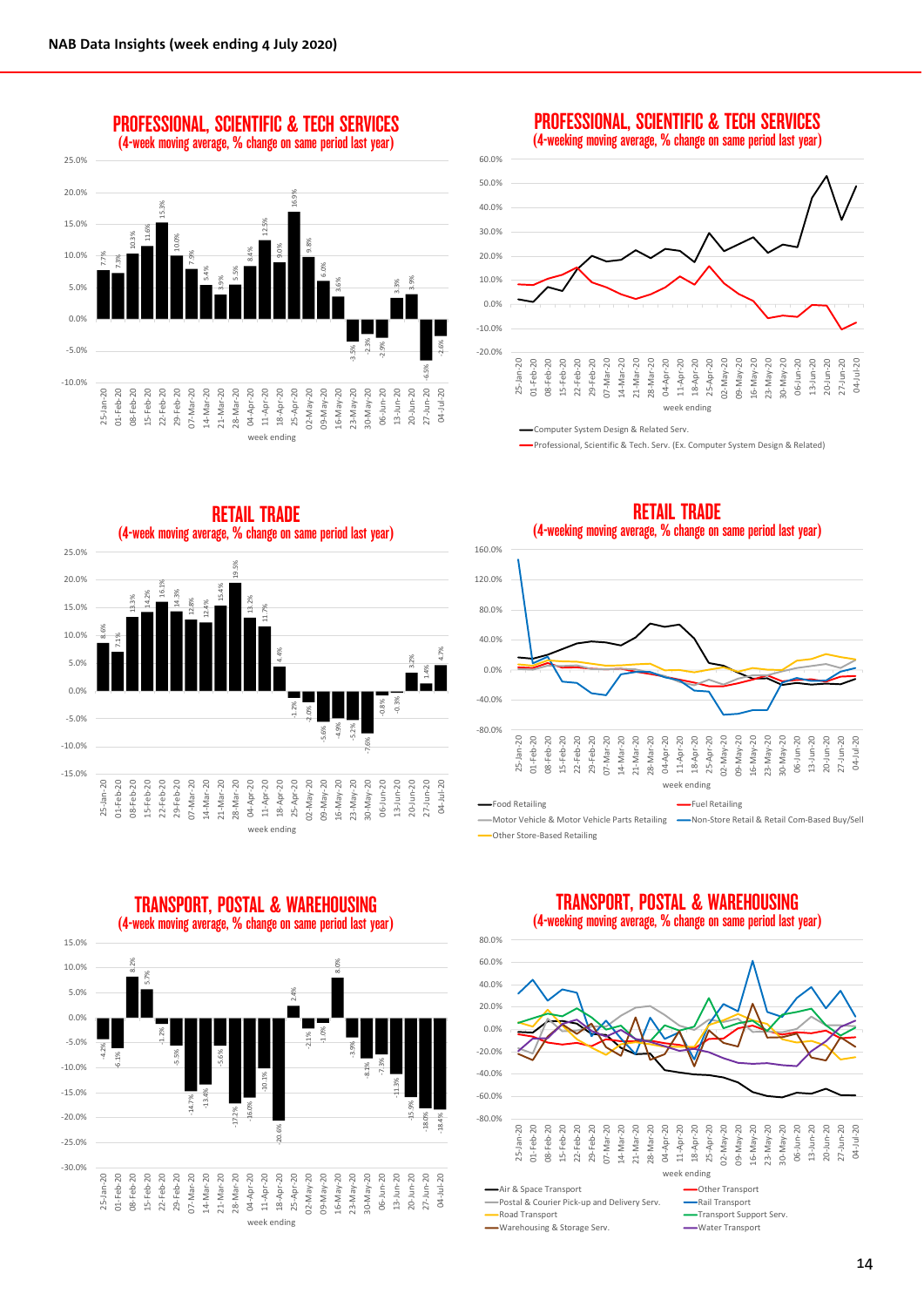## PROFESSIONAL, SCIENTIFIC & TECH SERVICES
(4-week moving average, % change on same period last year)

| Week ending | % change |
|---|---|
| 25-Jan-20 | 7.7% |
| 01-Feb-20 | 7.3% |
| 08-Feb-20 | 10.3% |
| 15-Feb-20 | 11.6% |
| 22-Feb-20 | 15.3% |
| 29-Feb-20 | 10.0% |
| 07-Mar-20 | 7.9% |
| 14-Mar-20 | 5.4% |
| 21-Mar-20 | 3.9% |
| 28-Mar-20 | 5.5% |
| 04-Apr-20 | 8.4% |
| 11-Apr-20 | 12.5% |
| 18-Apr-20 | 9.0% |
| 25-Apr-20 | 16.9% |
| 02-May-20 | 9.8% |
| 09-May-20 | 6.0% |
| 16-May-20 | 3.6% |
| 23-May-20 | -3.5% |
| 30-May-20 | -2.3% |
| 06-Jun-20 | -2.9% |
| 13-Jun-20 | 3.3% |
| 20-Jun-20 | 3.9% |
| 27-Jun-20 | -6.5% |
| 04-Jul-20 | -2.6% |

## PROFESSIONAL, SCIENTIFIC & TECH SERVICES
(4-weeking moving average, % change on same period last year)

Series: Computer System Design & Related Serv.; Professional, Scientific & Tech. Serv. (Ex. Computer System Design & Related)

Week ending: 25-Jan-20 to 04-Jul-20

## RETAIL TRADE
(4-week moving average, % change on same period last year)

| Week ending | % change |
|---|---|
| 25-Jan-20 | 8.6% |
| 01-Feb-20 | 7.1% |
| 08-Feb-20 | 13.3% |
| 15-Feb-20 | 14.2% |
| 22-Feb-20 | 16.1% |
| 29-Feb-20 | 14.3% |
| 07-Mar-20 | 12.8% |
| 14-Mar-20 | 12.4% |
| 21-Mar-20 | 15.4% |
| 28-Mar-20 | 19.5% |
| 04-Apr-20 | 13.2% |
| 11-Apr-20 | 11.7% |
| 18-Apr-20 | 4.4% |
| 25-Apr-20 | -1.2% |
| 02-May-20 | -2.0% |
| 09-May-20 | -5.6% |
| 16-May-20 | -4.9% |
| 23-May-20 | -5.2% |
| 30-May-20 | -7.6% |
| 06-Jun-20 | -0.8% |
| 13-Jun-20 | -0.3% |
| 20-Jun-20 | 3.2% |
| 27-Jun-20 | 1.4% |
| 04-Jul-20 | 4.7% |

## RETAIL TRADE
(4-weeking moving average, % change on same period last year)

Series: Food Retailing; Fuel Retailing; Motor Vehicle & Motor Vehicle Parts Retailing; Non-Store Retail & Retail Com-Based Buy/Sell; Other Store-Based Retailing

Week ending: 25-Jan-20 to 04-Jul-20

## TRANSPORT, POSTAL & WAREHOUSING
(4-week moving average, % change on same period last year)

| Week ending | % change |
|---|---|
| 25-Jan-20 | -4.2% |
| 01-Feb-20 | -6.1% |
| 08-Feb-20 | 8.2% |
| 15-Feb-20 | 5.7% |
| 22-Feb-20 | -1.2% |
| 29-Feb-20 | -5.5% |
| 07-Mar-20 | -14.7% |
| 14-Mar-20 | -13.4% |
| 21-Mar-20 | -5.6% |
| 28-Mar-20 | -17.2% |
| 04-Apr-20 | -16.0% |
| 11-Apr-20 | -10.1% |
| 18-Apr-20 | -20.6% |
| 25-Apr-20 | 2.4% |
| 02-May-20 | -2.1% |
| 09-May-20 | -1.0% |
| 16-May-20 | 8.0% |
| 23-May-20 | -3.9% |
| 30-May-20 | -8.1% |
| 06-Jun-20 | -7.3% |
| 13-Jun-20 | -11.3% |
| 20-Jun-20 | -15.9% |
| 27-Jun-20 | -18.0% |
| 04-Jul-20 | -18.4% |

## TRANSPORT, POSTAL & WAREHOUSING
(4-weeking moving average, % change on same period last year)

Series: Air & Space Transport; Other Transport; Postal & Courier Pick-up and Delivery Serv.; Rail Transport; Road Transport; Transport Support Serv.; Warehousing & Storage Serv.; Water Transport

Week ending: 25-Jan-20 to 04-Jul-20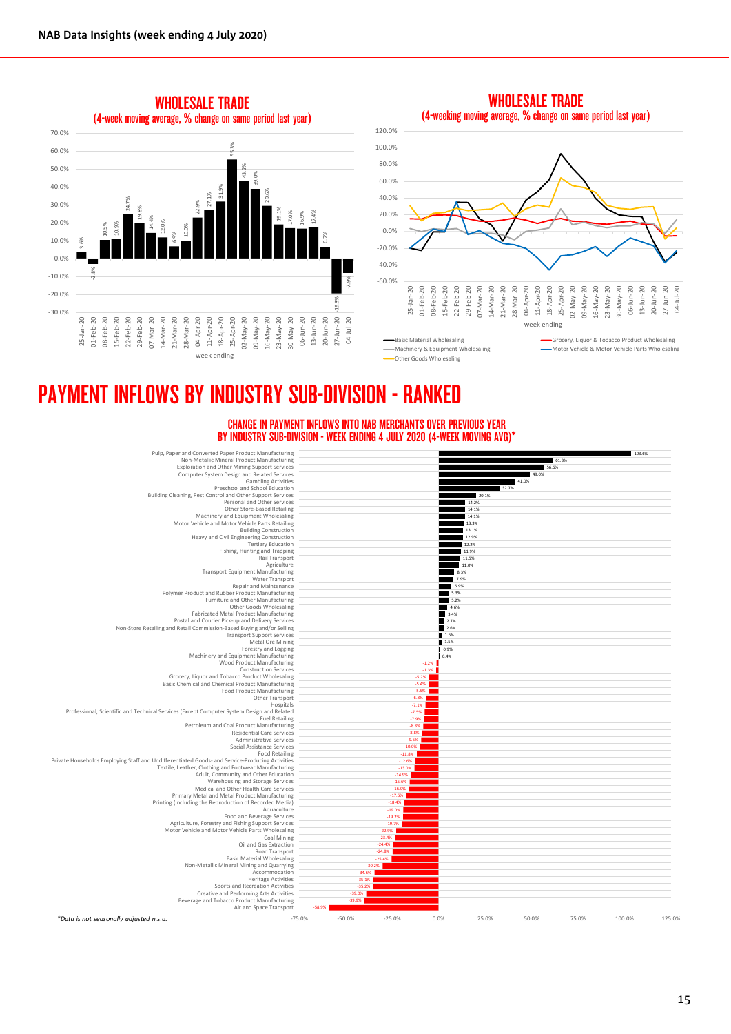## WHOLESALE TRADE
(4-week moving average, % change on same period last year)

| week ending | % change |
|---|---|
| 25-Jan-20 | 3.6% |
| 01-Feb-20 | -2.8% |
| 08-Feb-20 | 10.5% |
| 15-Feb-20 | 10.9% |
| 22-Feb-20 | 24.7% |
| 29-Feb-20 | 19.8% |
| 07-Mar-20 | 14.4% |
| 14-Mar-20 | 12.0% |
| 21-Mar-20 | 6.9% |
| 28-Mar-20 | 10.0% |
| 04-Apr-20 | 22.9% |
| 11-Apr-20 | 27.1% |
| 18-Apr-20 | 31.9% |
| 25-Apr-20 | 55.3% |
| 02-May-20 | 43.2% |
| 09-May-20 | 39.0% |
| 16-May-20 | 29.6% |
| 23-May-20 | 19.1% |
| 30-May-20 | 17.0% |
| 06-Jun-20 | 16.9% |
| 13-Jun-20 | 17.4% |
| 20-Jun-20 | 6.7% |
| 27-Jun-20 | -19.3% |
| 04-Jul-20 | -7.9% |

## WHOLESALE TRADE
(4-weeking moving average, % change on same period last year)

Series: Basic Material Wholesaling; Grocery, Liquor & Tobacco Product Wholesaling; Machinery & Equipment Wholesaling; Motor Vehicle & Motor Vehicle Parts Wholesaling; Other Goods Wholesaling

week ending

# PAYMENT INFLOWS BY INDUSTRY SUB-DIVISION - RANKED

### CHANGE IN PAYMENT INFLOWS INTO NAB MERCHANTS OVER PREVIOUS YEAR BY INDUSTRY SUB-DIVISION - WEEK ENDING 4 JULY 2020 (4-WEEK MOVING AVG)*

| Industry sub-division | % change |
|---|---|
| Pulp, Paper and Converted Paper Product Manufacturing | 103.6% |
| Non-Metallic Mineral Product Manufacturing | 61.3% |
| Exploration and Other Mining Support Services | 56.6% |
| Computer System Design and Related Services | 49.0% |
| Gambling Activities | 41.0% |
| Preschool and School Education | 32.7% |
| Building Cleaning, Pest Control and Other Support Services | 20.1% |
| Personal and Other Services | 14.2% |
| Other Store-Based Retailing | 14.1% |
| Machinery and Equipment Wholesaling | 14.1% |
| Motor Vehicle and Motor Vehicle Parts Retailing | 13.3% |
| Building Construction | 13.1% |
| Heavy and Civil Engineering Construction | 12.9% |
| Tertiary Education | 12.2% |
| Fishing, Hunting and Trapping | 11.9% |
| Rail Transport | 11.5% |
| Agriculture | 11.0% |
| Transport Equipment Manufacturing | 8.3% |
| Water Transport | 7.9% |
| Repair and Maintenance | 6.9% |
| Polymer Product and Rubber Product Manufacturing | 5.3% |
| Furniture and Other Manufacturing | 5.2% |
| Other Goods Wholesaling | 4.6% |
| Fabricated Metal Product Manufacturing | 3.4% |
| Postal and Courier Pick-up and Delivery Services | 2.7% |
| Non-Store Retailing and Retail Commission-Based Buying and/or Selling | 2.6% |
| Transport Support Services | 1.6% |
| Metal Ore Mining | 1.5% |
| Forestry and Logging | 0.9% |
| Machinery and Equipment Manufacturing | 0.4% |
| Wood Product Manufacturing | -1.2% |
| Construction Services | -1.3% |
| Grocery, Liquor and Tobacco Product Wholesaling | -5.2% |
| Basic Chemical and Chemical Product Manufacturing | -5.4% |
| Food Product Manufacturing | -5.5% |
| Other Transport | -6.8% |
| Hospitals | -7.1% |
| Professional, Scientific and Technical Services (Except Computer System Design and Related | -7.5% |
| Fuel Retailing | -7.9% |
| Petroleum and Coal Product Manufacturing | -8.3% |
| Residential Care Services | -8.8% |
| Administrative Services | -9.5% |
| Social Assistance Services | -10.0% |
| Food Retailing | -11.8% |
| Private Households Employing Staff and Undifferentiated Goods- and Service-Producing Activities | -12.6% |
| Textile, Leather, Clothing and Footwear Manufacturing | -13.0% |
| Adult, Community and Other Education | -14.9% |
| Warehousing and Storage Services | -15.6% |
| Medical and Other Health Care Services | -16.0% |
| Primary Metal and Metal Product Manufacturing | -17.5% |
| Printing (including the Reproduction of Recorded Media) | -18.4% |
| Aquaculture | -19.0% |
| Food and Beverage Services | -19.2% |
| Agriculture, Forestry and Fishing Support Services | -19.7% |
| Motor Vehicle and Motor Vehicle Parts Wholesaling | -22.9% |
| Coal Mining | -23.4% |
| Oil and Gas Extraction | -24.4% |
| Road Transport | -24.8% |
| Basic Material Wholesaling | -25.4% |
| Non-Metallic Mineral Mining and Quarrying | -30.2% |
| Accommodation | -34.6% |
| Heritage Activities | -35.1% |
| Sports and Recreation Activities | -35.2% |
| Creative and Performing Arts Activities | -39.0% |
| Beverage and Tobacco Product Manufacturing | -39.9% |
| Air and Space Transport | -58.9% |

*Data is not seasonally adjusted n.s.a.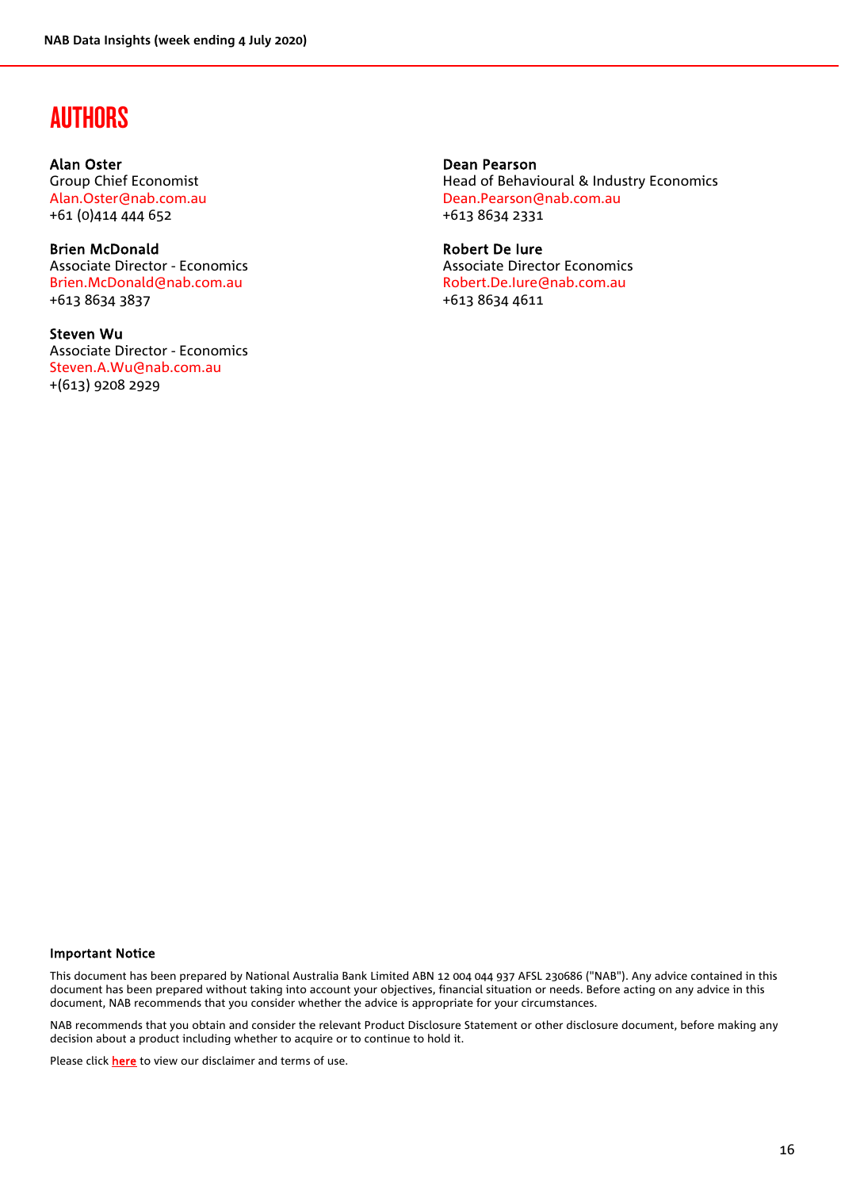# AUTHORS

**Alan Oster**
Group Chief Economist
Alan.Oster@nab.com.au
+61 (0)414 444 652

**Brien McDonald**
Associate Director - Economics
Brien.McDonald@nab.com.au
+613 8634 3837

**Steven Wu**
Associate Director - Economics
Steven.A.Wu@nab.com.au
+(613) 9208 2929

**Dean Pearson**
Head of Behavioural & Industry Economics
Dean.Pearson@nab.com.au
+613 8634 2331

**Robert De Iure**
Associate Director Economics
Robert.De.Iure@nab.com.au
+613 8634 4611

**Important Notice**

This document has been prepared by National Australia Bank Limited ABN 12 004 044 937 AFSL 230686 ("NAB"). Any advice contained in this document has been prepared without taking into account your objectives, financial situation or needs. Before acting on any advice in this document, NAB recommends that you consider whether the advice is appropriate for your circumstances.

NAB recommends that you obtain and consider the relevant Product Disclosure Statement or other disclosure document, before making any decision about a product including whether to acquire or to continue to hold it.

Please click **here** to view our disclaimer and terms of use.